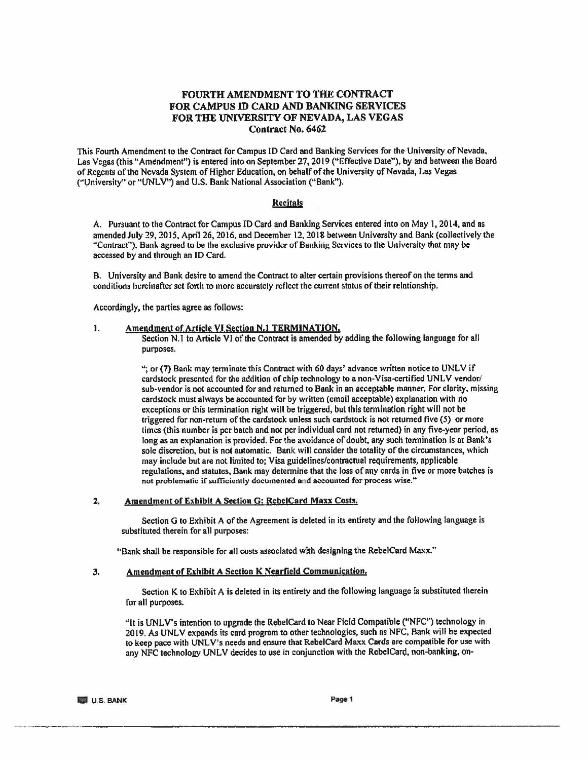# FOURTH AMENDMENT TO THE CONTRACT FOR CAMPUS ID CARD AND BANKING SERVICES FOR THE UNIVERSITY OF NEVADA, LAS VEGAS

**Contract No. 6462**

This Fourth Amendment to the Contract for Campus ID Card and Banking Services for the University of Nevada, Las Vegas (this "Amendment") is entered into on September 27, 2019 ("Effective Date"), by and between the Board of Regents of the Nevada System of Higher Education, on behalf of the University of Nevada, Las Vegas ("University" or "UNLV") and U.S. Bank National Association ("Bank").

## Recitals

A. Pursuant to the Contract for Campus ID Card and Banking Services entered into on May 1, 2014, and as amended July 29, 2015, April 26, 2016, and December 12, 2018 between University and Bank (collectively the "Contract"), Bank agreed to be the exclusive provider of Banking Services to the University that may be accessed by and through an ID Card.

B. University and Bank desire to amend the Contract to alter certain provisions thereof on the terms and conditions hereinafter set forth to more accurately reflect the current status of their relationship.

Accordingly, the parties agree as follows:

1. **Amendment of Article VI Section N.1 TERMINATION.**
   Section N.1 to Article VI of the Contract is amended by adding the following language for all purposes.

   "; or (7) Bank may terminate this Contract with 60 days' advance written notice to UNLV if cardstock presented for the addition of chip technology to a non-Visa-certified UNLV vendor/ sub-vendor is not accounted for and returned to Bank in an acceptable manner. For clarity, missing cardstock must always be accounted for by written (email acceptable) explanation with no exceptions or this termination right will be triggered, but this termination right will not be triggered for non-return of the cardstock unless such cardstock is not returned five (5) or more times (this number is per batch and not per individual card not returned) in any five-year period, as long as an explanation is provided. For the avoidance of doubt, any such termination is at Bank's sole discretion, but is not automatic. Bank will consider the totality of the circumstances, which may include but are not limited to; Visa guidelines/contractual requirements, applicable regulations, and statutes, Bank may determine that the loss of any cards in five or more batches is not problematic if sufficiently documented and accounted for process wise."

2. **Amendment of Exhibit A Section G: RebelCard Maxx Costs.**

   Section G to Exhibit A of the Agreement is deleted in its entirety and the following language is substituted therein for all purposes:

   "Bank shall be responsible for all costs associated with designing the RebelCard Maxx."

3. **Amendment of Exhibit A Section K Nearfield Communication.**

   Section K to Exhibit A is deleted in its entirety and the following language is substituted therein for all purposes.

   "It is UNLV's intention to upgrade the RebelCard to Near Field Compatible ("NFC") technology in 2019. As UNLV expands its card program to other technologies, such as NFC, Bank will be expected to keep pace with UNLV's needs and ensure that RebelCard Maxx Cards are compatible for use with any NFC technology UNLV decides to use in conjunction with the RebelCard, non-banking, on-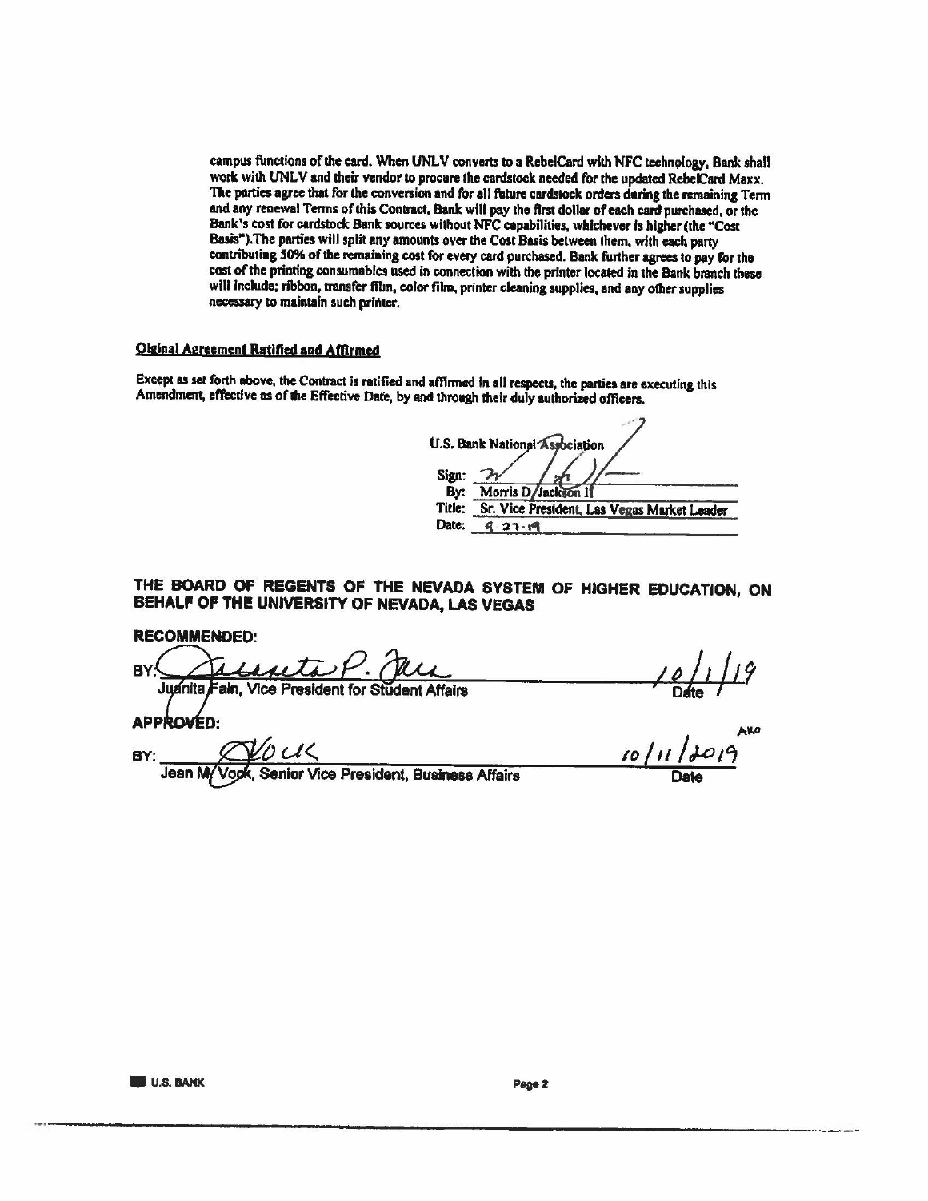campus functions of the card. When UNLV converts to a RebelCard with NFC technology, Bank shall work with UNLV and their vendor to procure the cardstock needed for the updated RebelCard Maxx. The parties agree that for the conversion and for all future cardstock orders during the remaining Term and any renewal Terms of this Contract, Bank will pay the first dollar of each card purchased, or the Bank's cost for cardstock Bank sources without NFC capabilities, whichever is higher (the "Cost Basis").The parties will split any amounts over the Cost Basis between them, with each party contributing 50% of the remaining cost for every card purchased. Bank further agrees to pay for the cost of the printing consumables used in connection with the printer located in the Bank branch these will include; ribbon, transfer film, color film, printer cleaning supplies, and any other supplies necessary to maintain such printer.

**Olginal Agreement Ratified and Affirmed**

Except as set forth above, the Contract is ratified and affirmed in all respects, the parties are executing this Amendment, effective as of the Effective Date, by and through their duly authorized officers.

U.S. Bank National Association

Sign: [signature]

By: Morris D Jackson II

Title: Sr. Vice President, Las Vegas Market Leader

Date: 9 27 19

**THE BOARD OF REGENTS OF THE NEVADA SYSTEM OF HIGHER EDUCATION, ON BEHALF OF THE UNIVERSITY OF NEVADA, LAS VEGAS**

**RECOMMENDED:**

BY: [signature] 10/1/19

Juanita Fain, Vice President for Student Affairs — Date

**APPROVED:**

BY: [signature] 10/11/2019

Jean M Vock, Senior Vice President, Business Affairs — Date